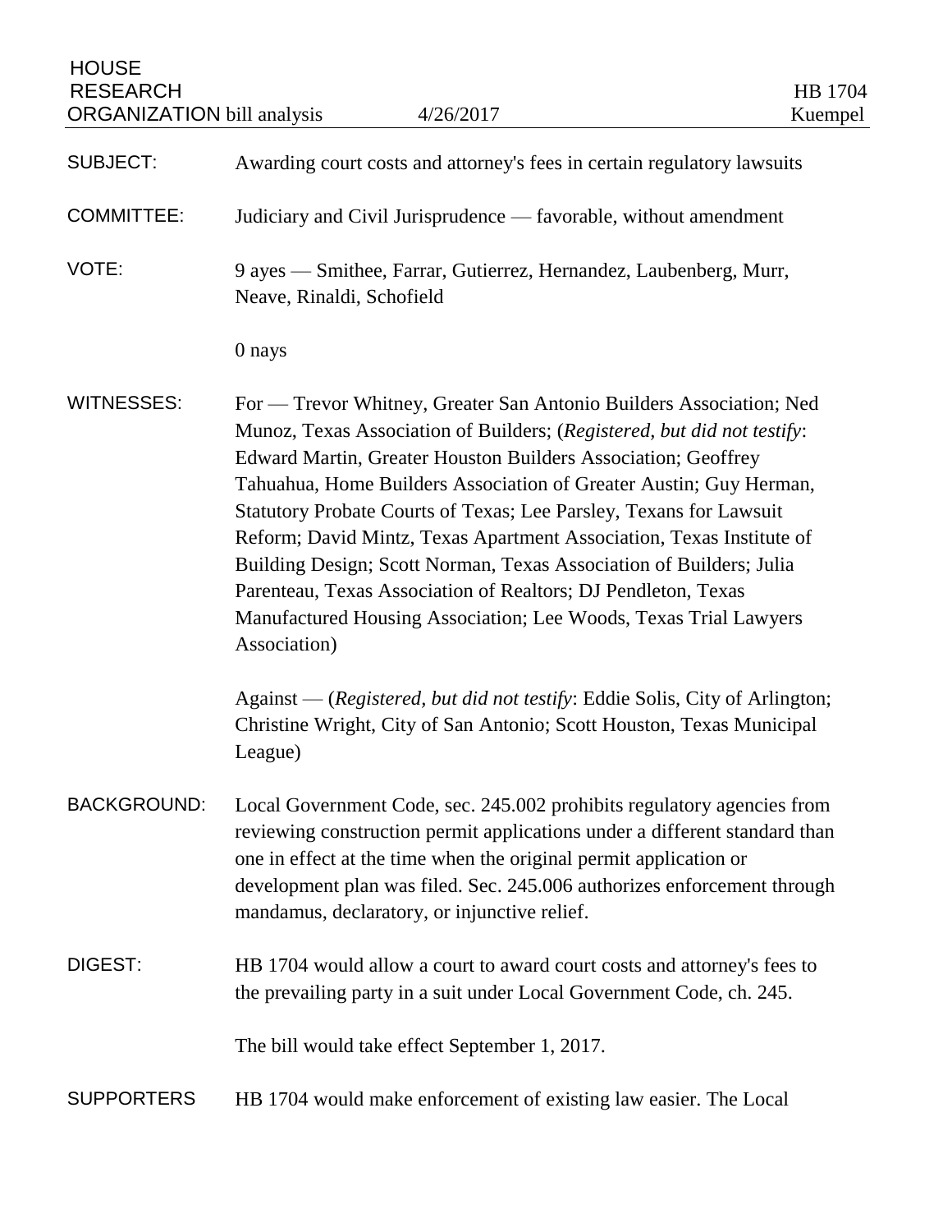HOUSE
RESEARCH
ORGANIZATION bill analysis 4/26/2017

HB 1704
Kuempel

**SUBJECT:** Awarding court costs and attorney's fees in certain regulatory lawsuits

**COMMITTEE:** Judiciary and Civil Jurisprudence — favorable, without amendment

**VOTE:** 9 ayes — Smithee, Farrar, Gutierrez, Hernandez, Laubenberg, Murr, Neave, Rinaldi, Schofield

0 nays

**WITNESSES:** For — Trevor Whitney, Greater San Antonio Builders Association; Ned Munoz, Texas Association of Builders; (*Registered, but did not testify*: Edward Martin, Greater Houston Builders Association; Geoffrey Tahuahua, Home Builders Association of Greater Austin; Guy Herman, Statutory Probate Courts of Texas; Lee Parsley, Texans for Lawsuit Reform; David Mintz, Texas Apartment Association, Texas Institute of Building Design; Scott Norman, Texas Association of Builders; Julia Parenteau, Texas Association of Realtors; DJ Pendleton, Texas Manufactured Housing Association; Lee Woods, Texas Trial Lawyers Association)

Against — (*Registered, but did not testify*: Eddie Solis, City of Arlington; Christine Wright, City of San Antonio; Scott Houston, Texas Municipal League)

**BACKGROUND:** Local Government Code, sec. 245.002 prohibits regulatory agencies from reviewing construction permit applications under a different standard than one in effect at the time when the original permit application or development plan was filed. Sec. 245.006 authorizes enforcement through mandamus, declaratory, or injunctive relief.

**DIGEST:** HB 1704 would allow a court to award court costs and attorney's fees to the prevailing party in a suit under Local Government Code, ch. 245.

The bill would take effect September 1, 2017.

**SUPPORTERS** HB 1704 would make enforcement of existing law easier. The Local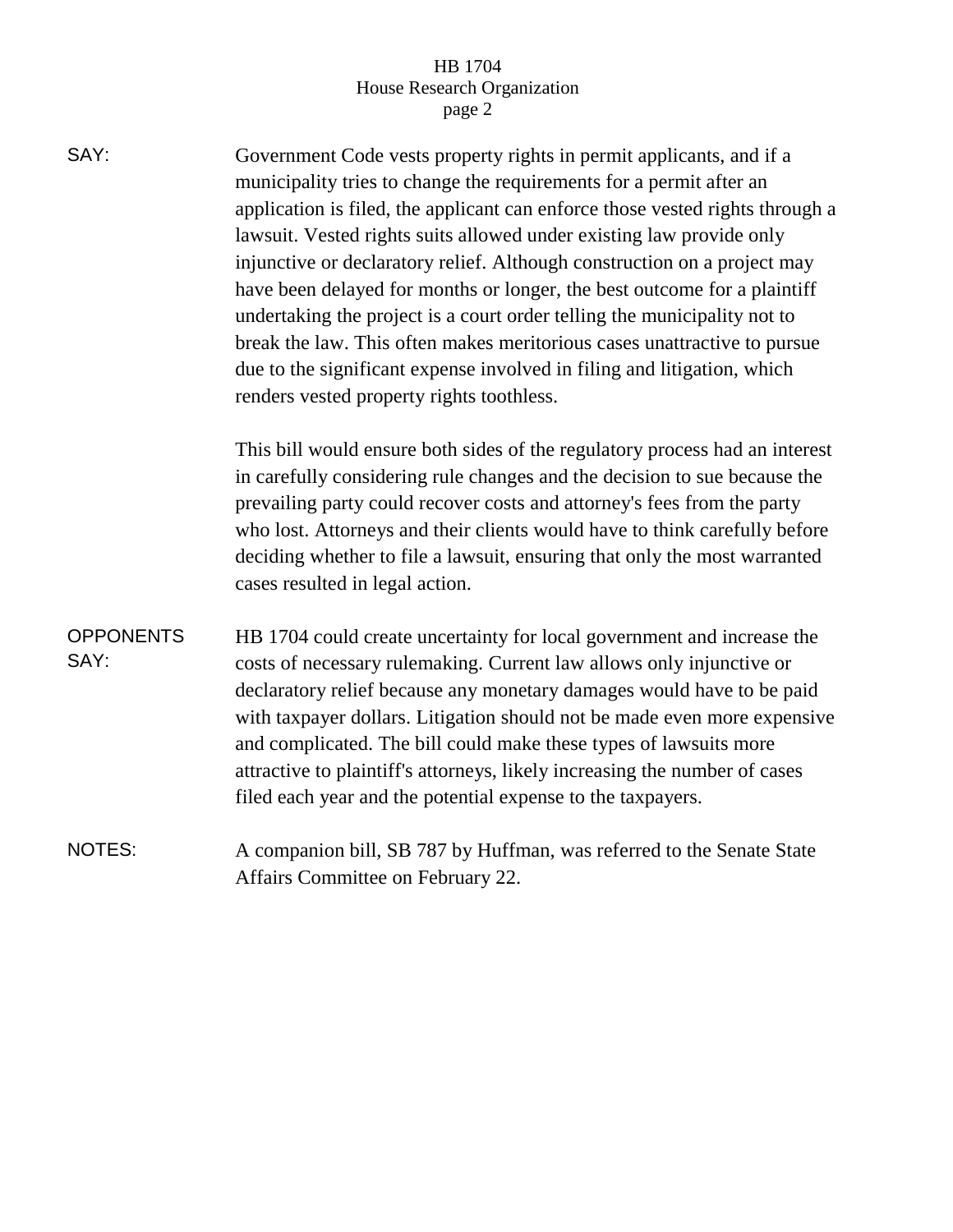SAY: Government Code vests property rights in permit applicants, and if a municipality tries to change the requirements for a permit after an application is filed, the applicant can enforce those vested rights through a lawsuit. Vested rights suits allowed under existing law provide only injunctive or declaratory relief. Although construction on a project may have been delayed for months or longer, the best outcome for a plaintiff undertaking the project is a court order telling the municipality not to break the law. This often makes meritorious cases unattractive to pursue due to the significant expense involved in filing and litigation, which renders vested property rights toothless.

This bill would ensure both sides of the regulatory process had an interest in carefully considering rule changes and the decision to sue because the prevailing party could recover costs and attorney's fees from the party who lost. Attorneys and their clients would have to think carefully before deciding whether to file a lawsuit, ensuring that only the most warranted cases resulted in legal action.

OPPONENTS SAY: HB 1704 could create uncertainty for local government and increase the costs of necessary rulemaking. Current law allows only injunctive or declaratory relief because any monetary damages would have to be paid with taxpayer dollars. Litigation should not be made even more expensive and complicated. The bill could make these types of lawsuits more attractive to plaintiff's attorneys, likely increasing the number of cases filed each year and the potential expense to the taxpayers.

NOTES: A companion bill, SB 787 by Huffman, was referred to the Senate State Affairs Committee on February 22.